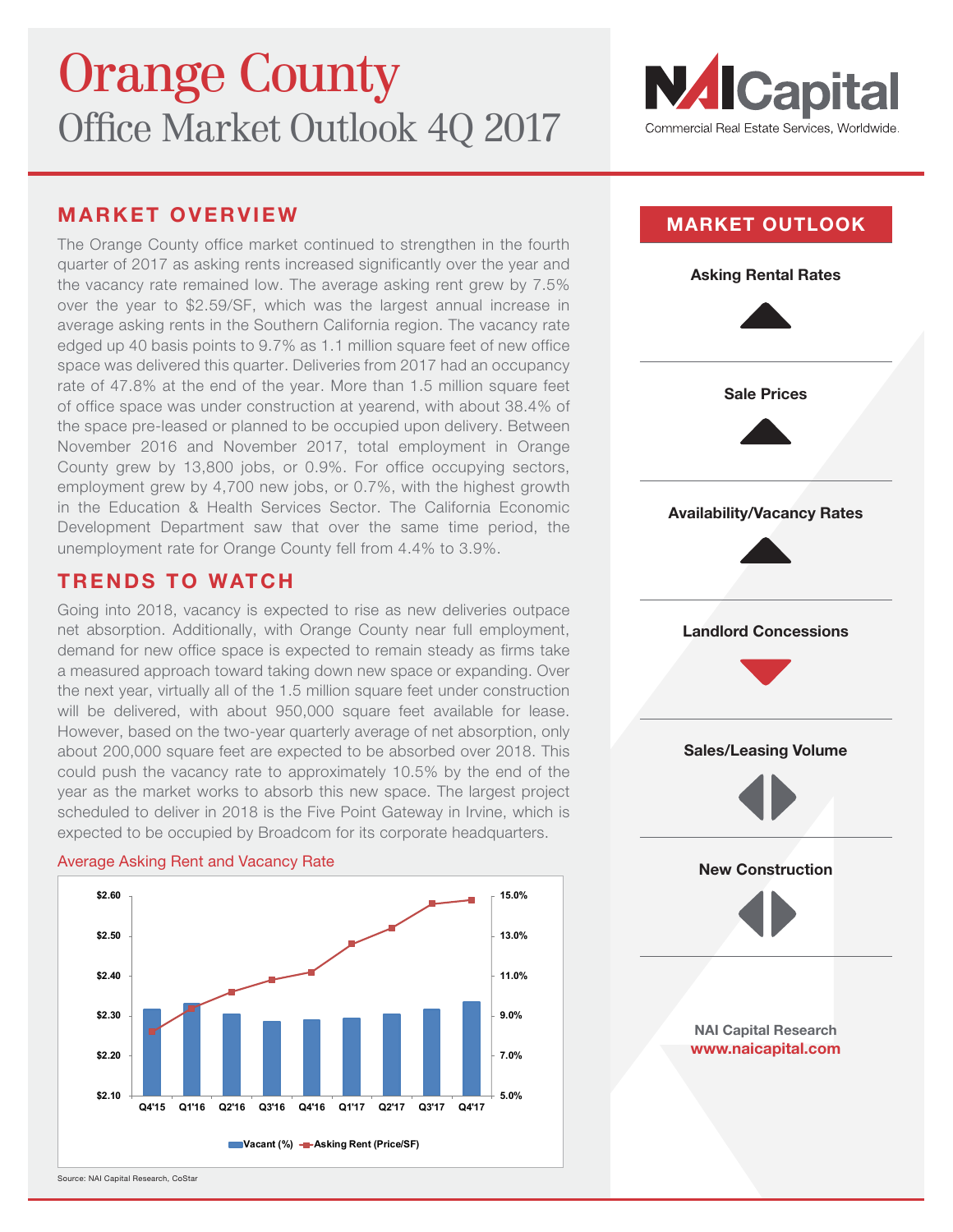# Orange County
## Office Market Outlook 4Q 2017

NAI Capital
Commercial Real Estate Services, Worldwide.

## MARKET OVERVIEW

The Orange County office market continued to strengthen in the fourth quarter of 2017 as asking rents increased significantly over the year and the vacancy rate remained low. The average asking rent grew by 7.5% over the year to $2.59/SF, which was the largest annual increase in average asking rents in the Southern California region. The vacancy rate edged up 40 basis points to 9.7% as 1.1 million square feet of new office space was delivered this quarter. Deliveries from 2017 had an occupancy rate of 47.8% at the end of the year. More than 1.5 million square feet of office space was under construction at yearend, with about 38.4% of the space pre-leased or planned to be occupied upon delivery. Between November 2016 and November 2017, total employment in Orange County grew by 13,800 jobs, or 0.9%. For office occupying sectors, employment grew by 4,700 new jobs, or 0.7%, with the highest growth in the Education & Health Services Sector. The California Economic Development Department saw that over the same time period, the unemployment rate for Orange County fell from 4.4% to 3.9%.

## TRENDS TO WATCH

Going into 2018, vacancy is expected to rise as new deliveries outpace net absorption. Additionally, with Orange County near full employment, demand for new office space is expected to remain steady as firms take a measured approach toward taking down new space or expanding. Over the next year, virtually all of the 1.5 million square feet under construction will be delivered, with about 950,000 square feet available for lease. However, based on the two-year quarterly average of net absorption, only about 200,000 square feet are expected to be absorbed over 2018. This could push the vacancy rate to approximately 10.5% by the end of the year as the market works to absorb this new space. The largest project scheduled to deliver in 2018 is the Five Point Gateway in Irvine, which is expected to be occupied by Broadcom for its corporate headquarters.

Average Asking Rent and Vacancy Rate

Legend: Vacant (%), Asking Rent (Price/SF)

Left axis: $2.10 – $2.60; Right axis: 5.0% – 15.0%; Quarters: Q4'15, Q1'16, Q2'16, Q3'16, Q4'16, Q1'17, Q2'17, Q3'17, Q4'17

Source: NAI Capital Research, CoStar

## MARKET OUTLOOK

| Indicator | Outlook |
| --- | --- |
| Asking Rental Rates | ▲ |
| Sale Prices | ▲ |
| Availability/Vacancy Rates | ▲ |
| Landlord Concessions | ▼ |
| Sales/Leasing Volume | ◀▶ |
| New Construction | ◀▶ |

NAI Capital Research
www.naicapital.com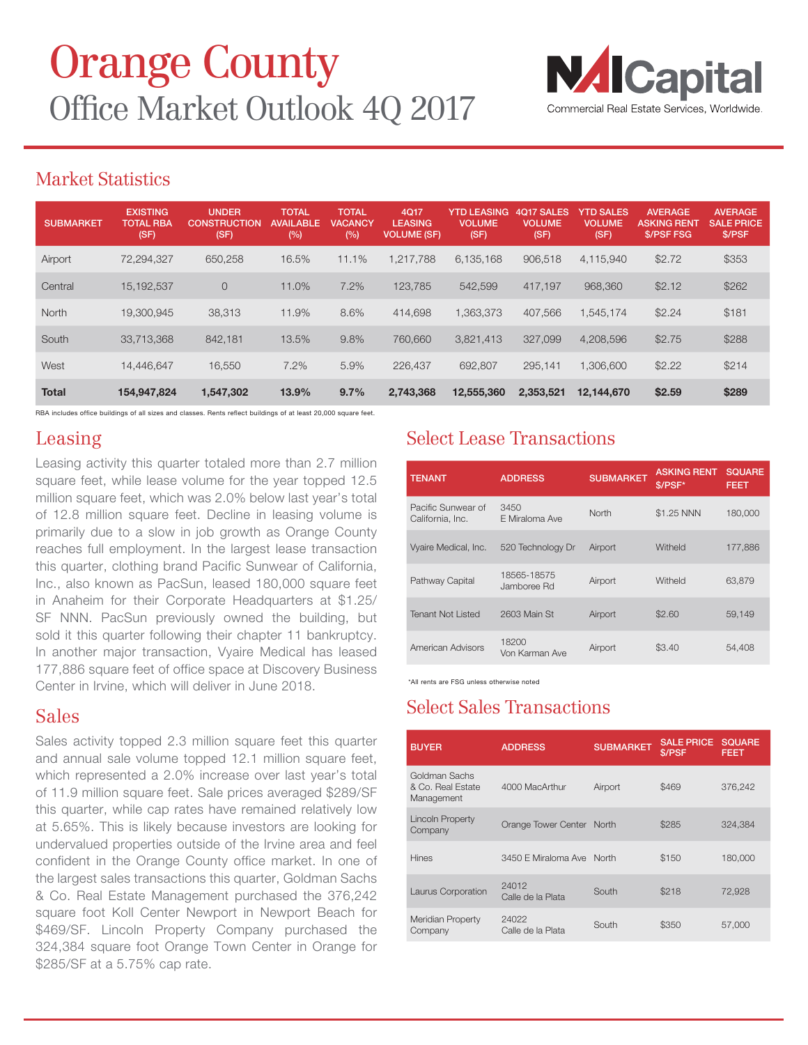# Orange County
## Office Market Outlook 4Q 2017

NAI Capital
Commercial Real Estate Services, Worldwide.

## Market Statistics

| SUBMARKET | EXISTING TOTAL RBA (SF) | UNDER CONSTRUCTION (SF) | TOTAL AVAILABLE (%) | TOTAL VACANCY (%) | 4Q17 LEASING VOLUME (SF) | YTD LEASING VOLUME (SF) | 4Q17 SALES VOLUME (SF) | YTD SALES VOLUME (SF) | AVERAGE ASKING RENT $/PSF FSG | AVERAGE SALE PRICE $/PSF |
|---|---|---|---|---|---|---|---|---|---|---|
| Airport | 72,294,327 | 650,258 | 16.5% | 11.1% | 1,217,788 | 6,135,168 | 906,518 | 4,115,940 | $2.72 | $353 |
| Central | 15,192,537 | 0 | 11.0% | 7.2% | 123,785 | 542,599 | 417,197 | 968,360 | $2.12 | $262 |
| North | 19,300,945 | 38,313 | 11.9% | 8.6% | 414,698 | 1,363,373 | 407,566 | 1,545,174 | $2.24 | $181 |
| South | 33,713,368 | 842,181 | 13.5% | 9.8% | 760,660 | 3,821,413 | 327,099 | 4,208,596 | $2.75 | $288 |
| West | 14,446,647 | 16,550 | 7.2% | 5.9% | 226,437 | 692,807 | 295,141 | 1,306,600 | $2.22 | $214 |
| **Total** | **154,947,824** | **1,547,302** | **13.9%** | **9.7%** | **2,743,368** | **12,555,360** | **2,353,521** | **12,144,670** | **$2.59** | **$289** |

RBA includes office buildings of all sizes and classes. Rents reflect buildings of at least 20,000 square feet.

## Leasing

Leasing activity this quarter totaled more than 2.7 million square feet, while lease volume for the year topped 12.5 million square feet, which was 2.0% below last year's total of 12.8 million square feet. Decline in leasing volume is primarily due to a slow in job growth as Orange County reaches full employment. In the largest lease transaction this quarter, clothing brand Pacific Sunwear of California, Inc., also known as PacSun, leased 180,000 square feet in Anaheim for their Corporate Headquarters at $1.25/SF NNN. PacSun previously owned the building, but sold it this quarter following their chapter 11 bankruptcy. In another major transaction, Vyaire Medical has leased 177,886 square feet of office space at Discovery Business Center in Irvine, which will deliver in June 2018.

## Sales

Sales activity topped 2.3 million square feet this quarter and annual sale volume topped 12.1 million square feet, which represented a 2.0% increase over last year's total of 11.9 million square feet. Sale prices averaged $289/SF this quarter, while cap rates have remained relatively low at 5.65%. This is likely because investors are looking for undervalued properties outside of the Irvine area and feel confident in the Orange County office market. In one of the largest sales transactions this quarter, Goldman Sachs & Co. Real Estate Management purchased the 376,242 square foot Koll Center Newport in Newport Beach for $469/SF. Lincoln Property Company purchased the 324,384 square foot Orange Town Center in Orange for $285/SF at a 5.75% cap rate.

## Select Lease Transactions

| TENANT | ADDRESS | SUBMARKET | ASKING RENT $/PSF* | SQUARE FEET |
|---|---|---|---|---|
| Pacific Sunwear of California, Inc. | 3450 E Miraloma Ave | North | $1.25 NNN | 180,000 |
| Vyaire Medical, Inc. | 520 Technology Dr | Airport | Witheld | 177,886 |
| Pathway Capital | 18565-18575 Jamboree Rd | Airport | Witheld | 63,879 |
| Tenant Not Listed | 2603 Main St | Airport | $2.60 | 59,149 |
| American Advisors | 18200 Von Karman Ave | Airport | $3.40 | 54,408 |

*All rents are FSG unless otherwise noted

## Select Sales Transactions

| BUYER | ADDRESS | SUBMARKET | SALE PRICE $/PSF | SQUARE FEET |
|---|---|---|---|---|
| Goldman Sachs & Co. Real Estate Management | 4000 MacArthur | Airport | $469 | 376,242 |
| Lincoln Property Company | Orange Tower Center | North | $285 | 324,384 |
| Hines | 3450 E Miraloma Ave | North | $150 | 180,000 |
| Laurus Corporation | 24012 Calle de la Plata | South | $218 | 72,928 |
| Meridian Property Company | 24022 Calle de la Plata | South | $350 | 57,000 |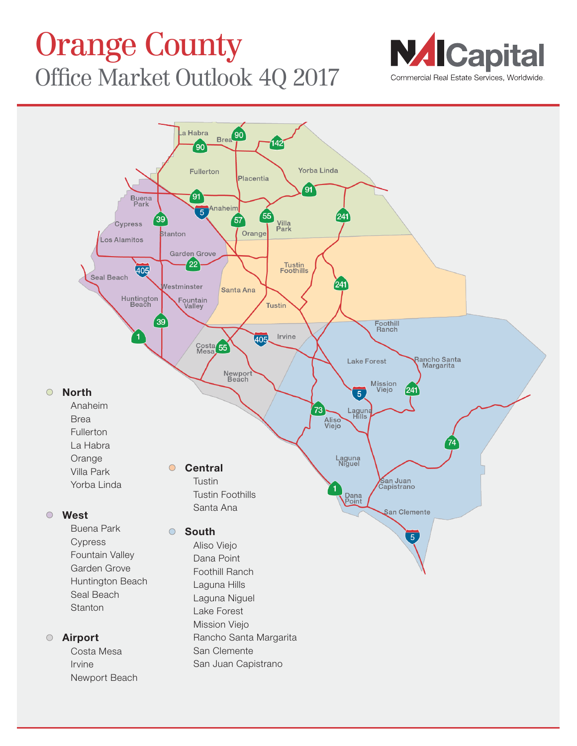# Orange County

## Office Market Outlook 4Q 2017

NAI Capital
Commercial Real Estate Services, Worldwide.

**North**
- Anaheim
- Brea
- Fullerton
- La Habra
- Orange
- Villa Park
- Yorba Linda

**West**
- Buena Park
- Cypress
- Fountain Valley
- Garden Grove
- Huntington Beach
- Seal Beach
- Stanton

**Airport**
- Costa Mesa
- Irvine
- Newport Beach

**Central**
- Tustin
- Tustin Foothills
- Santa Ana

**South**
- Aliso Viejo
- Dana Point
- Foothill Ranch
- Laguna Hills
- Laguna Niguel
- Lake Forest
- Mission Viejo
- Rancho Santa Margarita
- San Clemente
- San Juan Capistrano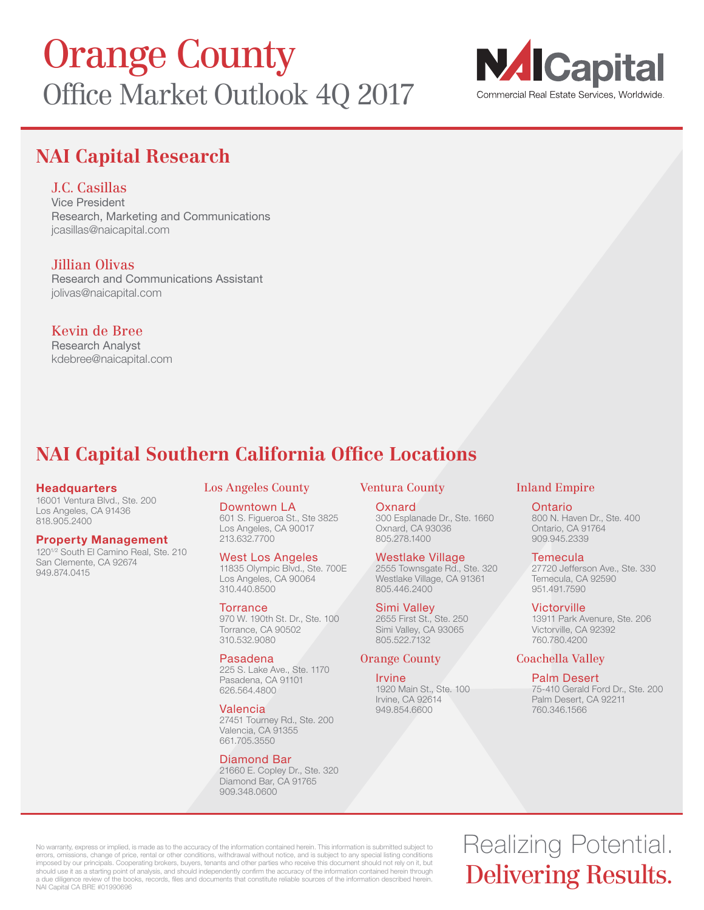# Orange County

Office Market Outlook 4Q 2017

NAI Capital

Commercial Real Estate Services, Worldwide.

## NAI Capital Research

J.C. Casillas
Vice President
Research, Marketing and Communications
jcasillas@naicapital.com

Jillian Olivas
Research and Communications Assistant
jolivas@naicapital.com

Kevin de Bree
Research Analyst
kdebree@naicapital.com

## NAI Capital Southern California Office Locations

**Headquarters**
16001 Ventura Blvd., Ste. 200
Los Angeles, CA 91436
818.905.2400

**Property Management**
120[1/2] South El Camino Real, Ste. 210
San Clemente, CA 92674
949.874.0415

### Los Angeles County

Downtown LA
601 S. Figueroa St., Ste 3825
Los Angeles, CA 90017
213.632.7700

West Los Angeles
11835 Olympic Blvd., Ste. 700E
Los Angeles, CA 90064
310.440.8500

Torrance
970 W. 190th St. Dr., Ste. 100
Torrance, CA 90502
310.532.9080

Pasadena
225 S. Lake Ave., Ste. 1170
Pasadena, CA 91101
626.564.4800

Valencia
27451 Tourney Rd., Ste. 200
Valencia, CA 91355
661.705.3550

Diamond Bar
21660 E. Copley Dr., Ste. 320
Diamond Bar, CA 91765
909.348.0600

### Ventura County

Oxnard
300 Esplanade Dr., Ste. 1660
Oxnard, CA 93036
805.278.1400

Westlake Village
2555 Townsgate Rd., Ste. 320
Westlake Village, CA 91361
805.446.2400

Simi Valley
2655 First St., Ste. 250
Simi Valley, CA 93065
805.522.7132

### Orange County

Irvine
1920 Main St., Ste. 100
Irvine, CA 92614
949.854.6600

### Inland Empire

Ontario
800 N. Haven Dr., Ste. 400
Ontario, CA 91764
909.945.2339

Temecula
27720 Jefferson Ave., Ste. 330
Temecula, CA 92590
951.491.7590

Victorville
13911 Park Avenure, Ste. 206
Victorville, CA 92392
760.780.4200

### Coachella Valley

Palm Desert
75-410 Gerald Ford Dr., Ste. 200
Palm Desert, CA 92211
760.346.1566

No warranty, express or implied, is made as to the accuracy of the information contained herein. This information is submitted subject to errors, omissions, change of price, rental or other conditions, withdrawal without notice, and is subject to any special listing conditions imposed by our principals. Cooperating brokers, buyers, tenants and other parties who receive this document should not rely on it, but should use it as a starting point of analysis, and should independently confirm the accuracy of the information contained herein through a due diligence review of the books, records, files and documents that constitute reliable sources of the information described herein. NAI Capital CA BRE #01990696

Realizing Potential.
Delivering Results.